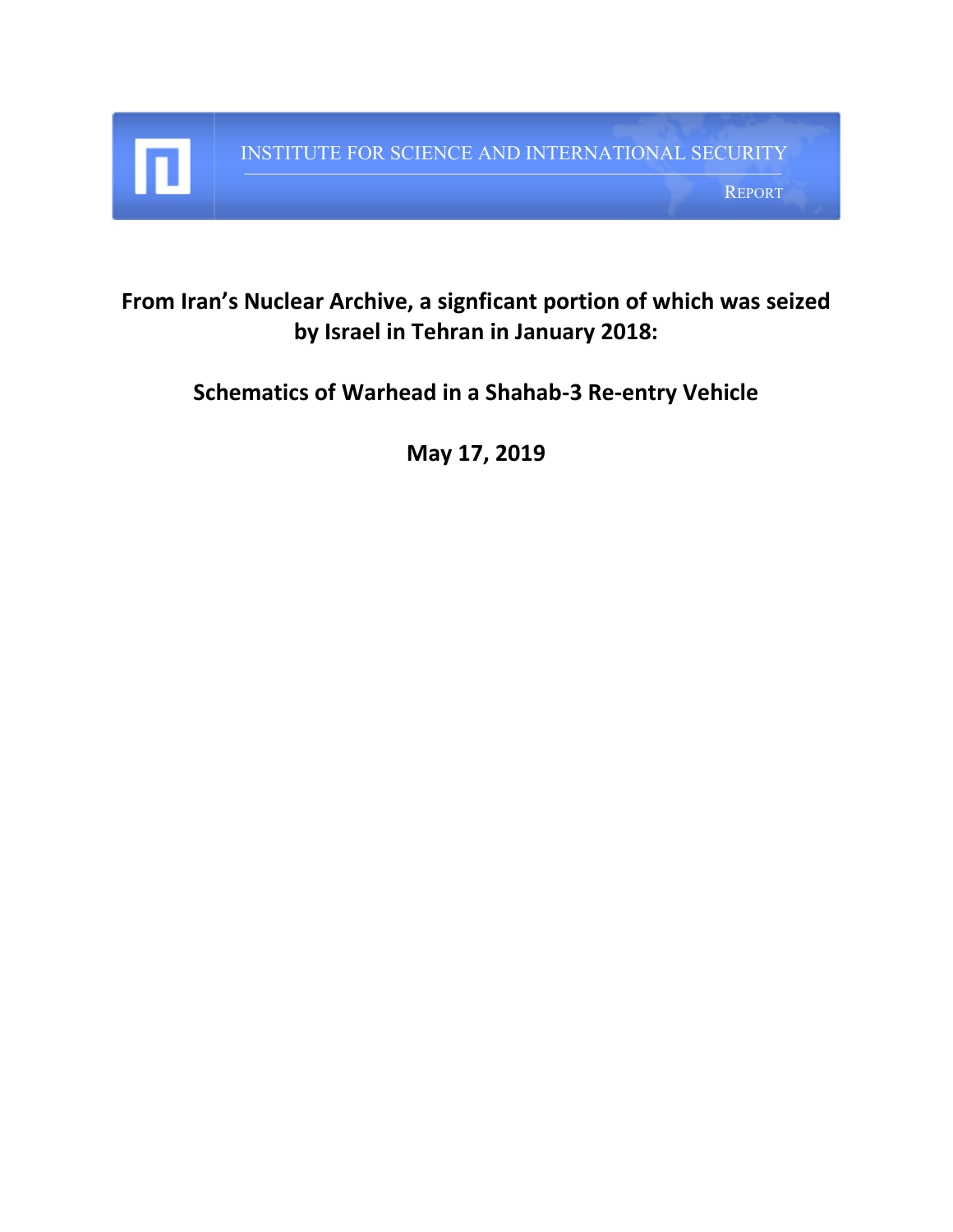INSTITUTE FOR SCIENCE AND INTERNATIONAL SECURITY

REPORT

# From Iran's Nuclear Archive, a signficant portion of which was seized by Israel in Tehran in January 2018:

## Schematics of Warhead in a Shahab-3 Re-entry Vehicle

**May 17, 2019**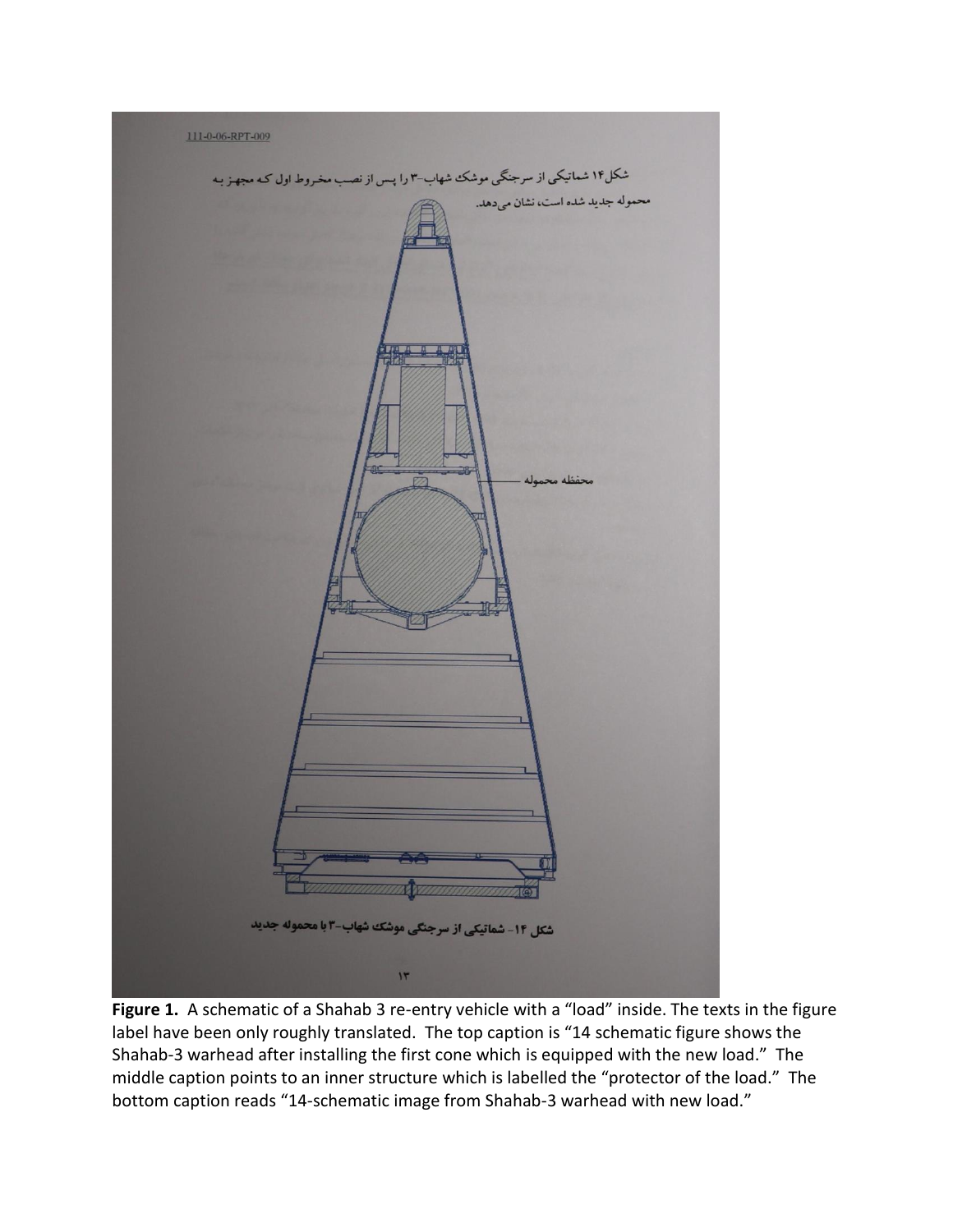111-0-06-RPT-009

شکل۱۴ شماتیکی از سرجنگی موشک شهاب-۳ را پس از نصب مخروط اول که مجهز به محموله جدید شده است، نشان می‌دهد.

محفظه محموله

شکل ۱۴- شماتیکی از سرجنگی موشک شهاب-۳ با محموله جدید

**Figure 1.** A schematic of a Shahab 3 re-entry vehicle with a "load" inside. The texts in the figure label have been only roughly translated. The top caption is "14 schematic figure shows the Shahab-3 warhead after installing the first cone which is equipped with the new load." The middle caption points to an inner structure which is labelled the "protector of the load." The bottom caption reads "14-schematic image from Shahab-3 warhead with new load."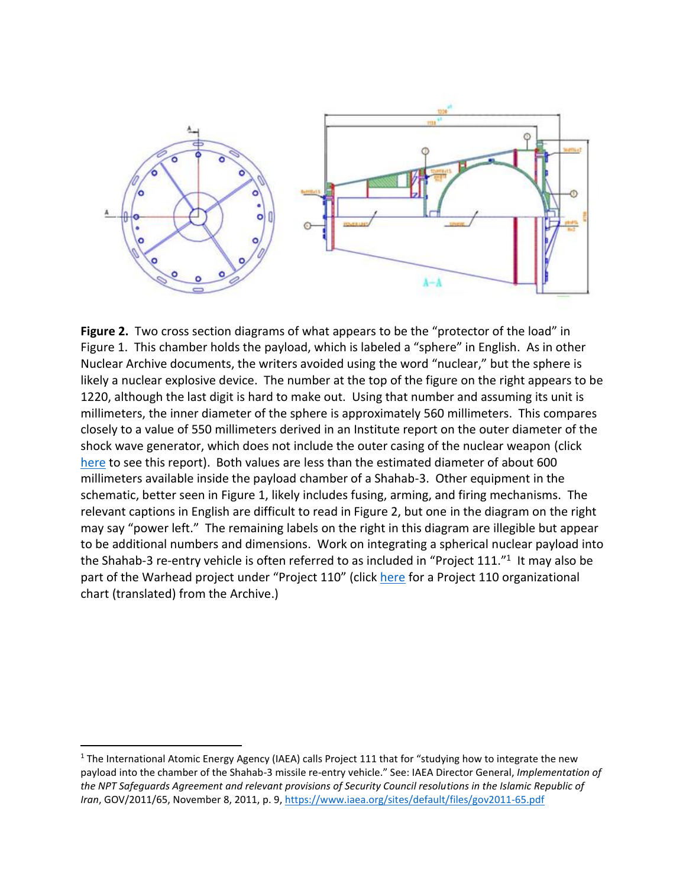**Figure 2.** Two cross section diagrams of what appears to be the "protector of the load" in Figure 1. This chamber holds the payload, which is labeled a "sphere" in English. As in other Nuclear Archive documents, the writers avoided using the word "nuclear," but the sphere is likely a nuclear explosive device. The number at the top of the figure on the right appears to be 1220, although the last digit is hard to make out. Using that number and assuming its unit is millimeters, the inner diameter of the sphere is approximately 560 millimeters. This compares closely to a value of 550 millimeters derived in an Institute report on the outer diameter of the shock wave generator, which does not include the outer casing of the nuclear weapon (click here to see this report). Both values are less than the estimated diameter of about 600 millimeters available inside the payload chamber of a Shahab-3. Other equipment in the schematic, better seen in Figure 1, likely includes fusing, arming, and firing mechanisms. The relevant captions in English are difficult to read in Figure 2, but one in the diagram on the right may say "power left." The remaining labels on the right in this diagram are illegible but appear to be additional numbers and dimensions. Work on integrating a spherical nuclear payload into the Shahab-3 re-entry vehicle is often referred to as included in "Project 111."[1] It may also be part of the Warhead project under "Project 110" (click here for a Project 110 organizational chart (translated) from the Archive.)

[1] The International Atomic Energy Agency (IAEA) calls Project 111 that for "studying how to integrate the new payload into the chamber of the Shahab-3 missile re-entry vehicle." See: IAEA Director General, *Implementation of the NPT Safeguards Agreement and relevant provisions of Security Council resolutions in the Islamic Republic of Iran*, GOV/2011/65, November 8, 2011, p. 9, https://www.iaea.org/sites/default/files/gov2011-65.pdf